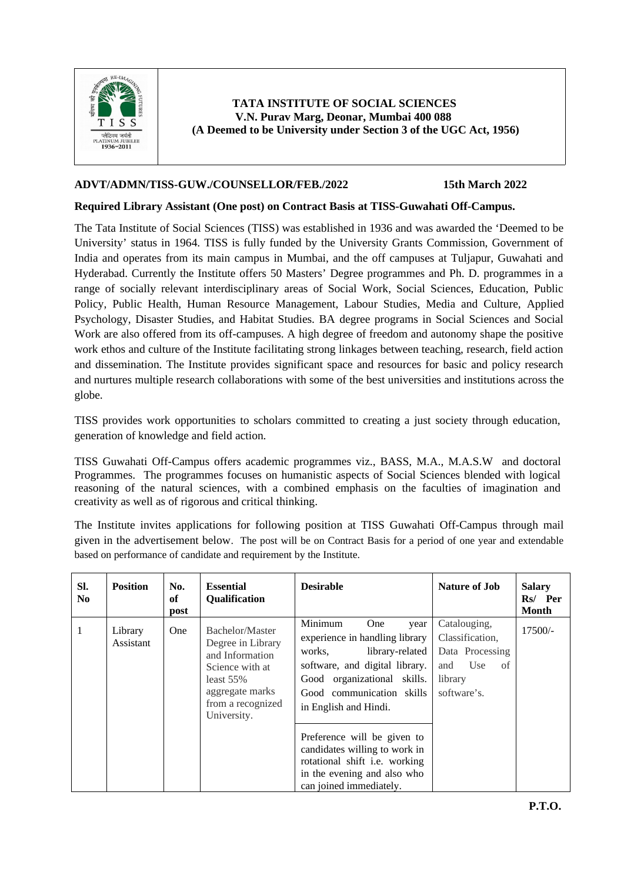**TATA INSTITUTE OF SOCIAL SCIENCES**
**V.N. Purav Marg, Deonar, Mumbai 400 088**
**(A Deemed to be University under Section 3 of the UGC Act, 1956)**

**ADVT/ADMN/TISS-GUW./COUNSELLOR/FEB./2022** **15th March 2022**

**Required Library Assistant (One post) on Contract Basis at TISS-Guwahati Off-Campus.**

The Tata Institute of Social Sciences (TISS) was established in 1936 and was awarded the 'Deemed to be University' status in 1964. TISS is fully funded by the University Grants Commission, Government of India and operates from its main campus in Mumbai, and the off campuses at Tuljapur, Guwahati and Hyderabad. Currently the Institute offers 50 Masters' Degree programmes and Ph. D. programmes in a range of socially relevant interdisciplinary areas of Social Work, Social Sciences, Education, Public Policy, Public Health, Human Resource Management, Labour Studies, Media and Culture, Applied Psychology, Disaster Studies, and Habitat Studies. BA degree programs in Social Sciences and Social Work are also offered from its off-campuses. A high degree of freedom and autonomy shape the positive work ethos and culture of the Institute facilitating strong linkages between teaching, research, field action and dissemination. The Institute provides significant space and resources for basic and policy research and nurtures multiple research collaborations with some of the best universities and institutions across the globe.

TISS provides work opportunities to scholars committed to creating a just society through education, generation of knowledge and field action.

TISS Guwahati Off-Campus offers academic programmes viz., BASS, M.A., M.A.S.W and doctoral Programmes. The programmes focuses on humanistic aspects of Social Sciences blended with logical reasoning of the natural sciences, with a combined emphasis on the faculties of imagination and creativity as well as of rigorous and critical thinking.

The Institute invites applications for following position at TISS Guwahati Off-Campus through mail given in the advertisement below. The post will be on Contract Basis for a period of one year and extendable based on performance of candidate and requirement by the Institute.

| Sl. No | Position | No. of post | Essential Qualification | Desirable | Nature of Job | Salary Rs/ Per Month |
|---|---|---|---|---|---|---|
| 1 | Library Assistant | One | Bachelor/Master Degree in Library and Information Science with at least 55% aggregate marks from a recognized University. | Minimum One year experience in handling library works, library-related software, and digital library. Good organizational skills. Good communication skills in English and Hindi. | Catalouging, Classification, Data Processing and Use of library software's. | 17500/- |
| | | | | Preference will be given to candidates willing to work in rotational shift i.e. working in the evening and also who can joined immediately. | | |

**P.T.O.**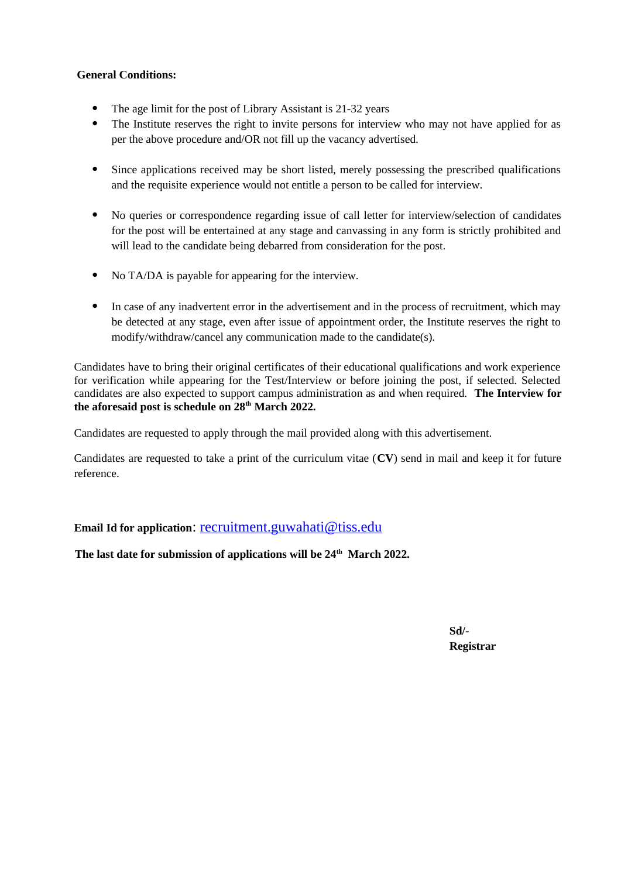**General Conditions:**

- The age limit for the post of Library Assistant is 21-32 years
- The Institute reserves the right to invite persons for interview who may not have applied for as per the above procedure and/OR not fill up the vacancy advertised.
- Since applications received may be short listed, merely possessing the prescribed qualifications and the requisite experience would not entitle a person to be called for interview.
- No queries or correspondence regarding issue of call letter for interview/selection of candidates for the post will be entertained at any stage and canvassing in any form is strictly prohibited and will lead to the candidate being debarred from consideration for the post.
- No TA/DA is payable for appearing for the interview.
- In case of any inadvertent error in the advertisement and in the process of recruitment, which may be detected at any stage, even after issue of appointment order, the Institute reserves the right to modify/withdraw/cancel any communication made to the candidate(s).

Candidates have to bring their original certificates of their educational qualifications and work experience for verification while appearing for the Test/Interview or before joining the post, if selected. Selected candidates are also expected to support campus administration as and when required. **The Interview for the aforesaid post is schedule on 28th March 2022.**

Candidates are requested to apply through the mail provided along with this advertisement.

Candidates are requested to take a print of the curriculum vitae (**CV**) send in mail and keep it for future reference.

**Email Id for application**: recruitment.guwahati@tiss.edu

**The last date for submission of applications will be 24th March 2022.**

**Sd/-**
**Registrar**